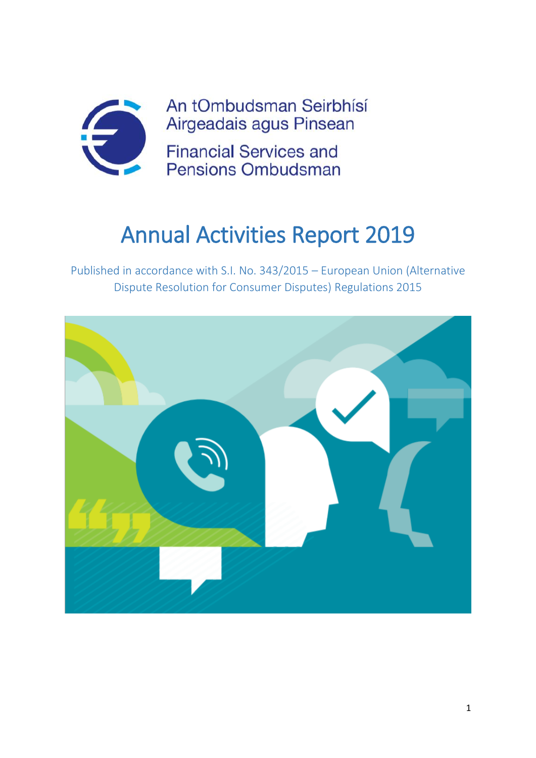An tOmbudsman Seirbhísí Airgeadais agus Pinsean

Financial Services and Pensions Ombudsman

# Annual Activities Report 2019

Published in accordance with S.I. No. 343/2015 – European Union (Alternative Dispute Resolution for Consumer Disputes) Regulations 2015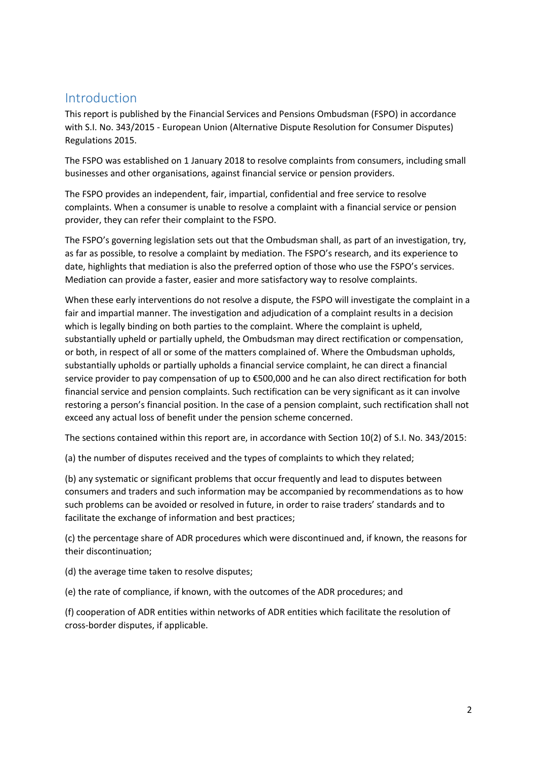## Introduction

This report is published by the Financial Services and Pensions Ombudsman (FSPO) in accordance with S.I. No. 343/2015 - European Union (Alternative Dispute Resolution for Consumer Disputes) Regulations 2015.

The FSPO was established on 1 January 2018 to resolve complaints from consumers, including small businesses and other organisations, against financial service or pension providers.

The FSPO provides an independent, fair, impartial, confidential and free service to resolve complaints. When a consumer is unable to resolve a complaint with a financial service or pension provider, they can refer their complaint to the FSPO.

The FSPO's governing legislation sets out that the Ombudsman shall, as part of an investigation, try, as far as possible, to resolve a complaint by mediation. The FSPO's research, and its experience to date, highlights that mediation is also the preferred option of those who use the FSPO's services. Mediation can provide a faster, easier and more satisfactory way to resolve complaints.

When these early interventions do not resolve a dispute, the FSPO will investigate the complaint in a fair and impartial manner. The investigation and adjudication of a complaint results in a decision which is legally binding on both parties to the complaint. Where the complaint is upheld, substantially upheld or partially upheld, the Ombudsman may direct rectification or compensation, or both, in respect of all or some of the matters complained of. Where the Ombudsman upholds, substantially upholds or partially upholds a financial service complaint, he can direct a financial service provider to pay compensation of up to €500,000 and he can also direct rectification for both financial service and pension complaints. Such rectification can be very significant as it can involve restoring a person's financial position. In the case of a pension complaint, such rectification shall not exceed any actual loss of benefit under the pension scheme concerned.

The sections contained within this report are, in accordance with Section 10(2) of S.I. No. 343/2015:

(a) the number of disputes received and the types of complaints to which they related;

(b) any systematic or significant problems that occur frequently and lead to disputes between consumers and traders and such information may be accompanied by recommendations as to how such problems can be avoided or resolved in future, in order to raise traders' standards and to facilitate the exchange of information and best practices;

(c) the percentage share of ADR procedures which were discontinued and, if known, the reasons for their discontinuation;

(d) the average time taken to resolve disputes;

(e) the rate of compliance, if known, with the outcomes of the ADR procedures; and

(f) cooperation of ADR entities within networks of ADR entities which facilitate the resolution of cross-border disputes, if applicable.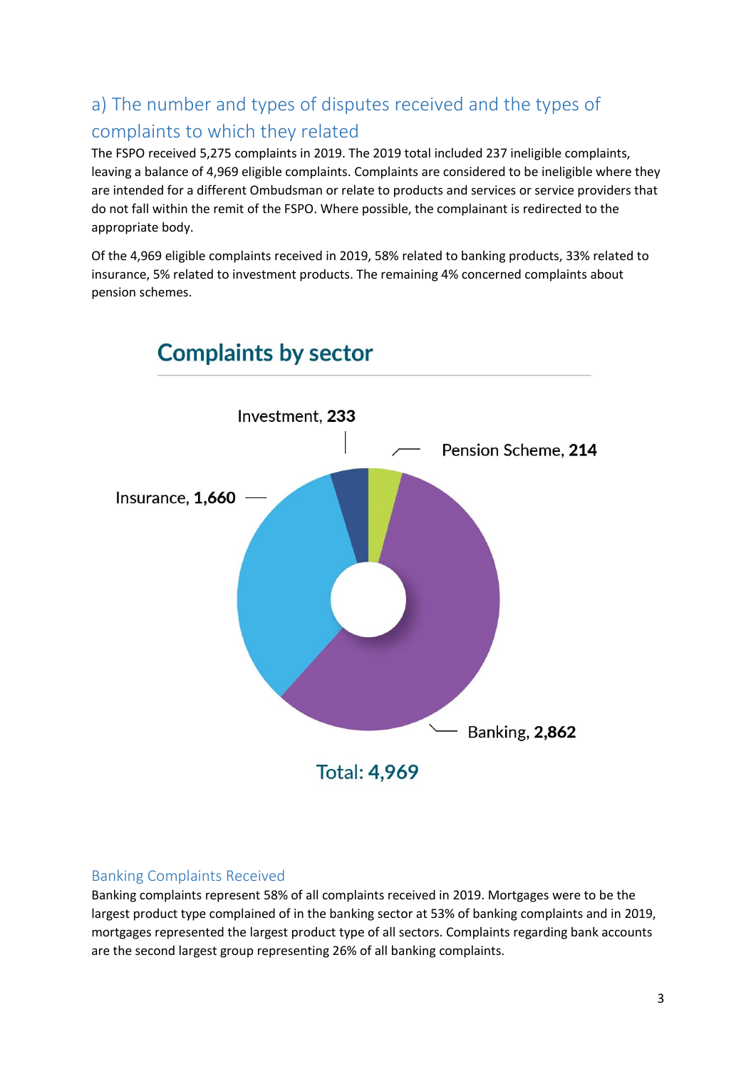## a) The number and types of disputes received and the types of complaints to which they related

The FSPO received 5,275 complaints in 2019. The 2019 total included 237 ineligible complaints, leaving a balance of 4,969 eligible complaints. Complaints are considered to be ineligible where they are intended for a different Ombudsman or relate to products and services or service providers that do not fall within the remit of the FSPO. Where possible, the complainant is redirected to the appropriate body.

Of the 4,969 eligible complaints received in 2019, 58% related to banking products, 33% related to insurance, 5% related to investment products. The remaining 4% concerned complaints about pension schemes.

### Complaints by sector

| Sector | Complaints |
|---|---|
| Banking | 2,862 |
| Insurance | 1,660 |
| Investment | 233 |
| Pension Scheme | 214 |
| **Total** | **4,969** |

### Banking Complaints Received

Banking complaints represent 58% of all complaints received in 2019. Mortgages were to be the largest product type complained of in the banking sector at 53% of banking complaints and in 2019, mortgages represented the largest product type of all sectors. Complaints regarding bank accounts are the second largest group representing 26% of all banking complaints.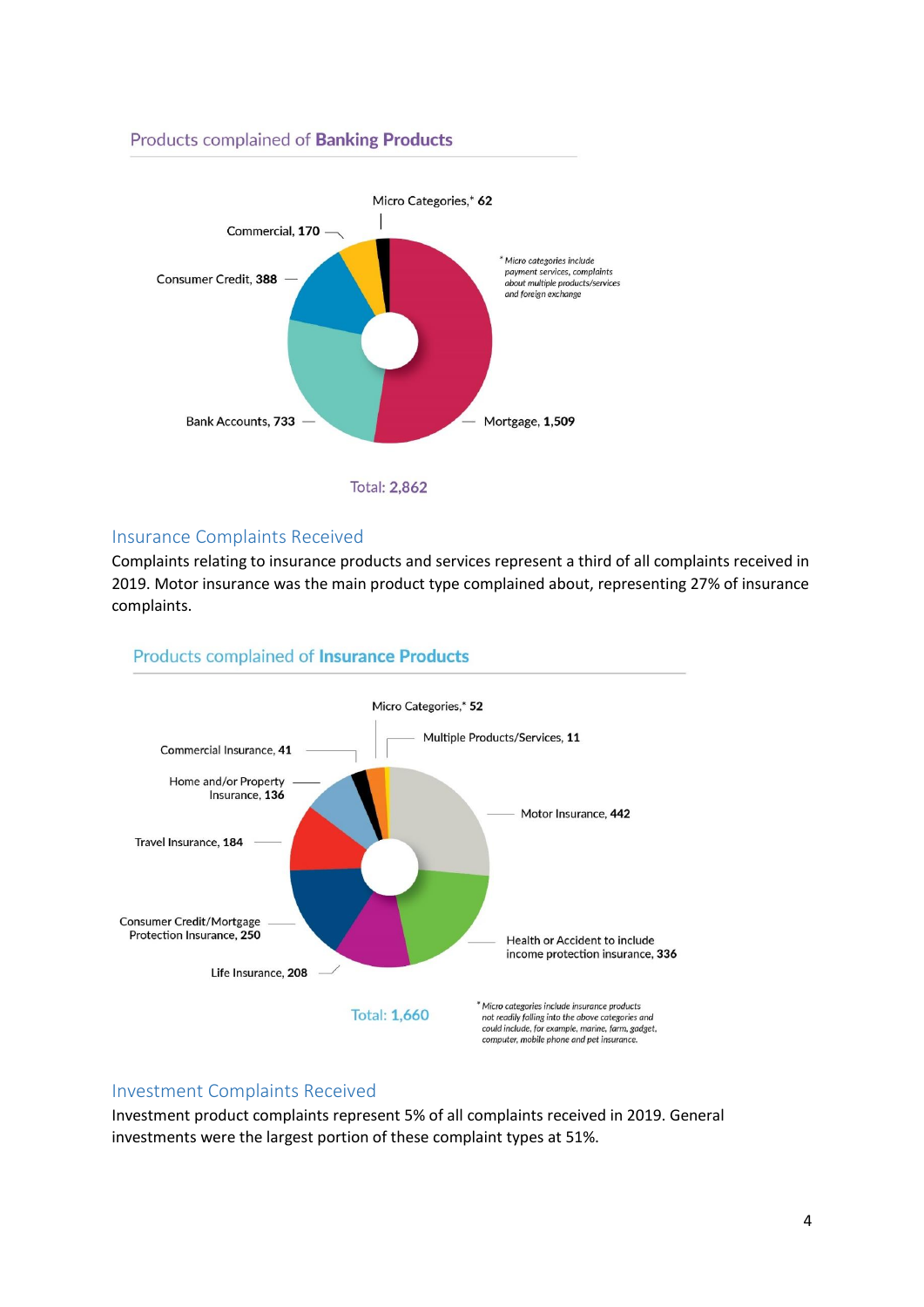### Products complained of **Banking Products**

Micro Categories,* **62**

Commercial, **170**

Consumer Credit, **388**

Bank Accounts, **733**

Mortgage, **1,509**

\* Micro categories include payment services, complaints about multiple products/services and foreign exchange

Total: **2,862**

## Insurance Complaints Received

Complaints relating to insurance products and services represent a third of all complaints received in 2019. Motor insurance was the main product type complained about, representing 27% of insurance complaints.

### Products complained of **Insurance Products**

Micro Categories,* **52**

Multiple Products/Services, **11**

Commercial Insurance, **41**

Home and/or Property Insurance, **136**

Travel Insurance, **184**

Consumer Credit/Mortgage Protection Insurance, **250**

Life Insurance, **208**

Motor Insurance, **442**

Health or Accident to include income protection insurance, **336**

Total: **1,660**

\* Micro categories include insurance products not readily falling into the above categories and could include, for example, marine, farm, gadget, computer, mobile phone and pet insurance.

## Investment Complaints Received

Investment product complaints represent 5% of all complaints received in 2019. General investments were the largest portion of these complaint types at 51%.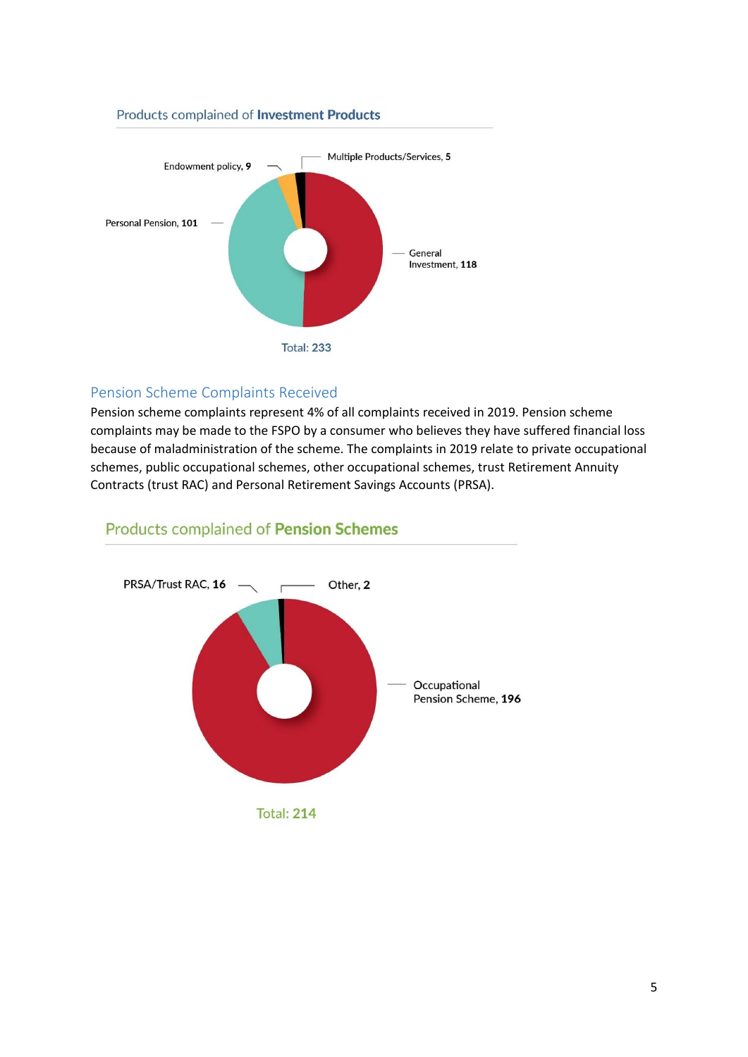### Products complained of **Investment Products**

Endowment policy, **9**

Multiple Products/Services, **5**

Personal Pension, **101**

General Investment, **118**

Total: 233

## Pension Scheme Complaints Received

Pension scheme complaints represent 4% of all complaints received in 2019. Pension scheme complaints may be made to the FSPO by a consumer who believes they have suffered financial loss because of maladministration of the scheme. The complaints in 2019 relate to private occupational schemes, public occupational schemes, other occupational schemes, trust Retirement Annuity Contracts (trust RAC) and Personal Retirement Savings Accounts (PRSA).

### Products complained of **Pension Schemes**

PRSA/Trust RAC, **16**

Other, **2**

Occupational Pension Scheme, **196**

Total: 214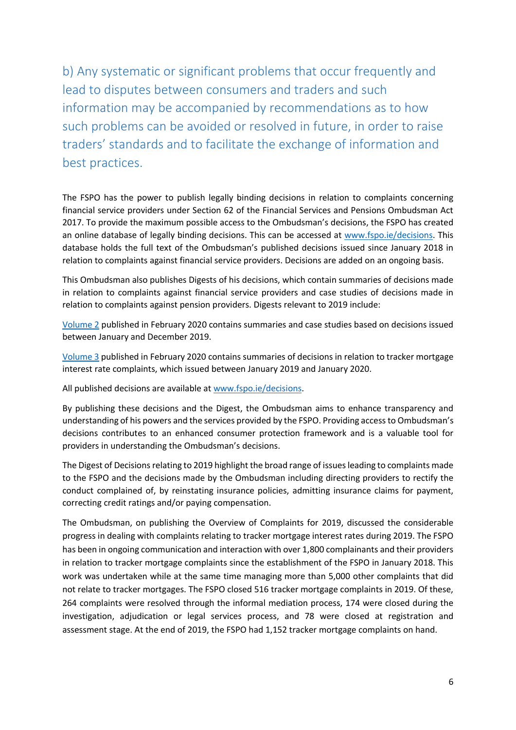## b) Any systematic or significant problems that occur frequently and lead to disputes between consumers and traders and such information may be accompanied by recommendations as to how such problems can be avoided or resolved in future, in order to raise traders' standards and to facilitate the exchange of information and best practices.

The FSPO has the power to publish legally binding decisions in relation to complaints concerning financial service providers under Section 62 of the Financial Services and Pensions Ombudsman Act 2017. To provide the maximum possible access to the Ombudsman's decisions, the FSPO has created an online database of legally binding decisions. This can be accessed at [www.fspo.ie/decisions](www.fspo.ie/decisions). This database holds the full text of the Ombudsman's published decisions issued since January 2018 in relation to complaints against financial service providers. Decisions are added on an ongoing basis.

This Ombudsman also publishes Digests of his decisions, which contain summaries of decisions made in relation to complaints against financial service providers and case studies of decisions made in relation to complaints against pension providers. Digests relevant to 2019 include:

Volume 2 published in February 2020 contains summaries and case studies based on decisions issued between January and December 2019.

Volume 3 published in February 2020 contains summaries of decisions in relation to tracker mortgage interest rate complaints, which issued between January 2019 and January 2020.

All published decisions are available at [www.fspo.ie/decisions](www.fspo.ie/decisions).

By publishing these decisions and the Digest, the Ombudsman aims to enhance transparency and understanding of his powers and the services provided by the FSPO. Providing access to Ombudsman's decisions contributes to an enhanced consumer protection framework and is a valuable tool for providers in understanding the Ombudsman's decisions.

The Digest of Decisions relating to 2019 highlight the broad range of issues leading to complaints made to the FSPO and the decisions made by the Ombudsman including directing providers to rectify the conduct complained of, by reinstating insurance policies, admitting insurance claims for payment, correcting credit ratings and/or paying compensation.

The Ombudsman, on publishing the Overview of Complaints for 2019, discussed the considerable progress in dealing with complaints relating to tracker mortgage interest rates during 2019. The FSPO has been in ongoing communication and interaction with over 1,800 complainants and their providers in relation to tracker mortgage complaints since the establishment of the FSPO in January 2018. This work was undertaken while at the same time managing more than 5,000 other complaints that did not relate to tracker mortgages. The FSPO closed 516 tracker mortgage complaints in 2019. Of these, 264 complaints were resolved through the informal mediation process, 174 were closed during the investigation, adjudication or legal services process, and 78 were closed at registration and assessment stage. At the end of 2019, the FSPO had 1,152 tracker mortgage complaints on hand.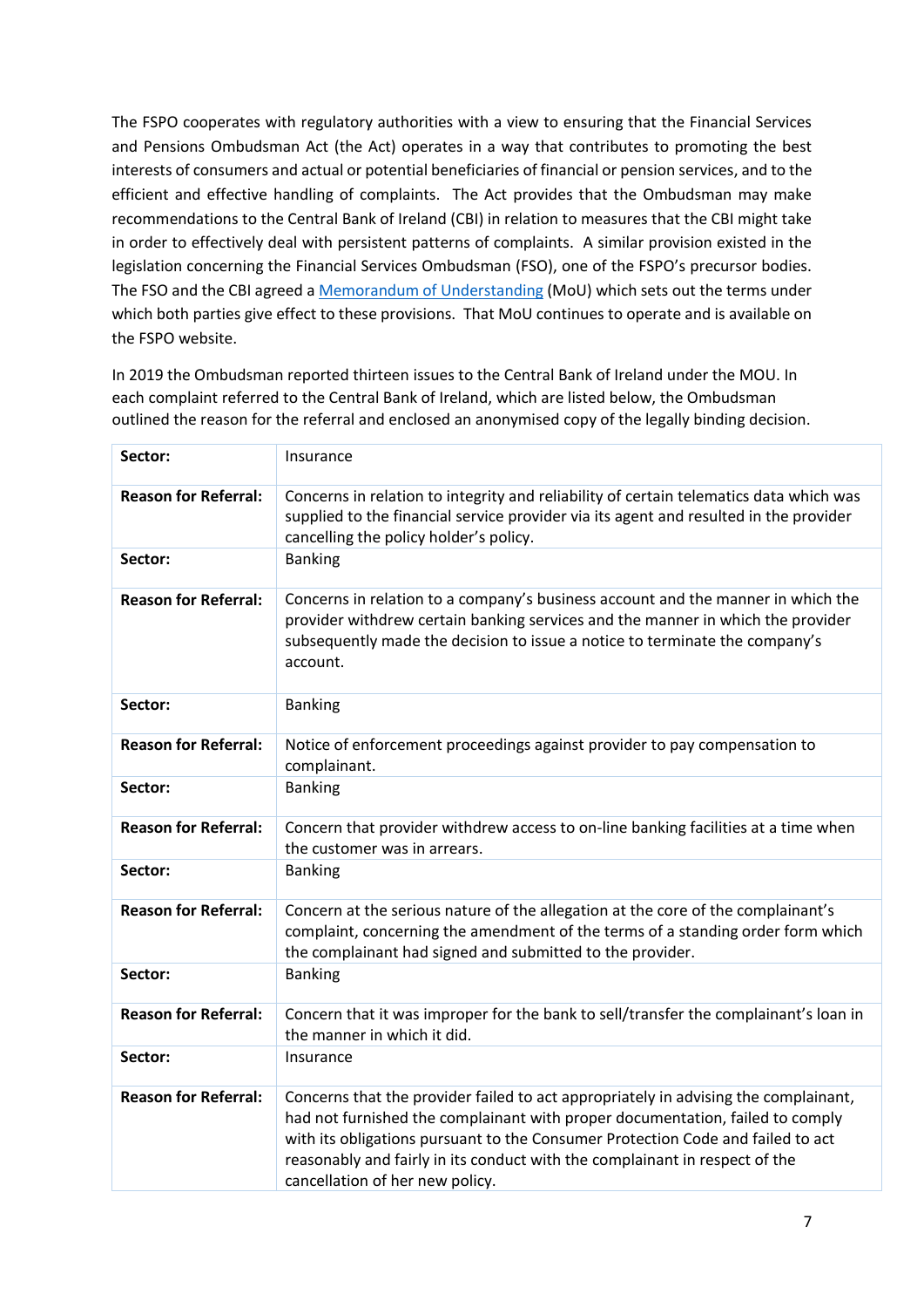The FSPO cooperates with regulatory authorities with a view to ensuring that the Financial Services and Pensions Ombudsman Act (the Act) operates in a way that contributes to promoting the best interests of consumers and actual or potential beneficiaries of financial or pension services, and to the efficient and effective handling of complaints. The Act provides that the Ombudsman may make recommendations to the Central Bank of Ireland (CBI) in relation to measures that the CBI might take in order to effectively deal with persistent patterns of complaints. A similar provision existed in the legislation concerning the Financial Services Ombudsman (FSO), one of the FSPO's precursor bodies. The FSO and the CBI agreed a Memorandum of Understanding (MoU) which sets out the terms under which both parties give effect to these provisions. That MoU continues to operate and is available on the FSPO website.

In 2019 the Ombudsman reported thirteen issues to the Central Bank of Ireland under the MOU. In each complaint referred to the Central Bank of Ireland, which are listed below, the Ombudsman outlined the reason for the referral and enclosed an anonymised copy of the legally binding decision.

| | |
|---|---|
| **Sector:** | Insurance |
| **Reason for Referral:** | Concerns in relation to integrity and reliability of certain telematics data which was supplied to the financial service provider via its agent and resulted in the provider cancelling the policy holder's policy. |
| **Sector:** | Banking |
| **Reason for Referral:** | Concerns in relation to a company's business account and the manner in which the provider withdrew certain banking services and the manner in which the provider subsequently made the decision to issue a notice to terminate the company's account. |
| **Sector:** | Banking |
| **Reason for Referral:** | Notice of enforcement proceedings against provider to pay compensation to complainant. |
| **Sector:** | Banking |
| **Reason for Referral:** | Concern that provider withdrew access to on-line banking facilities at a time when the customer was in arrears. |
| **Sector:** | Banking |
| **Reason for Referral:** | Concern at the serious nature of the allegation at the core of the complainant's complaint, concerning the amendment of the terms of a standing order form which the complainant had signed and submitted to the provider. |
| **Sector:** | Banking |
| **Reason for Referral:** | Concern that it was improper for the bank to sell/transfer the complainant's loan in the manner in which it did. |
| **Sector:** | Insurance |
| **Reason for Referral:** | Concerns that the provider failed to act appropriately in advising the complainant, had not furnished the complainant with proper documentation, failed to comply with its obligations pursuant to the Consumer Protection Code and failed to act reasonably and fairly in its conduct with the complainant in respect of the cancellation of her new policy. |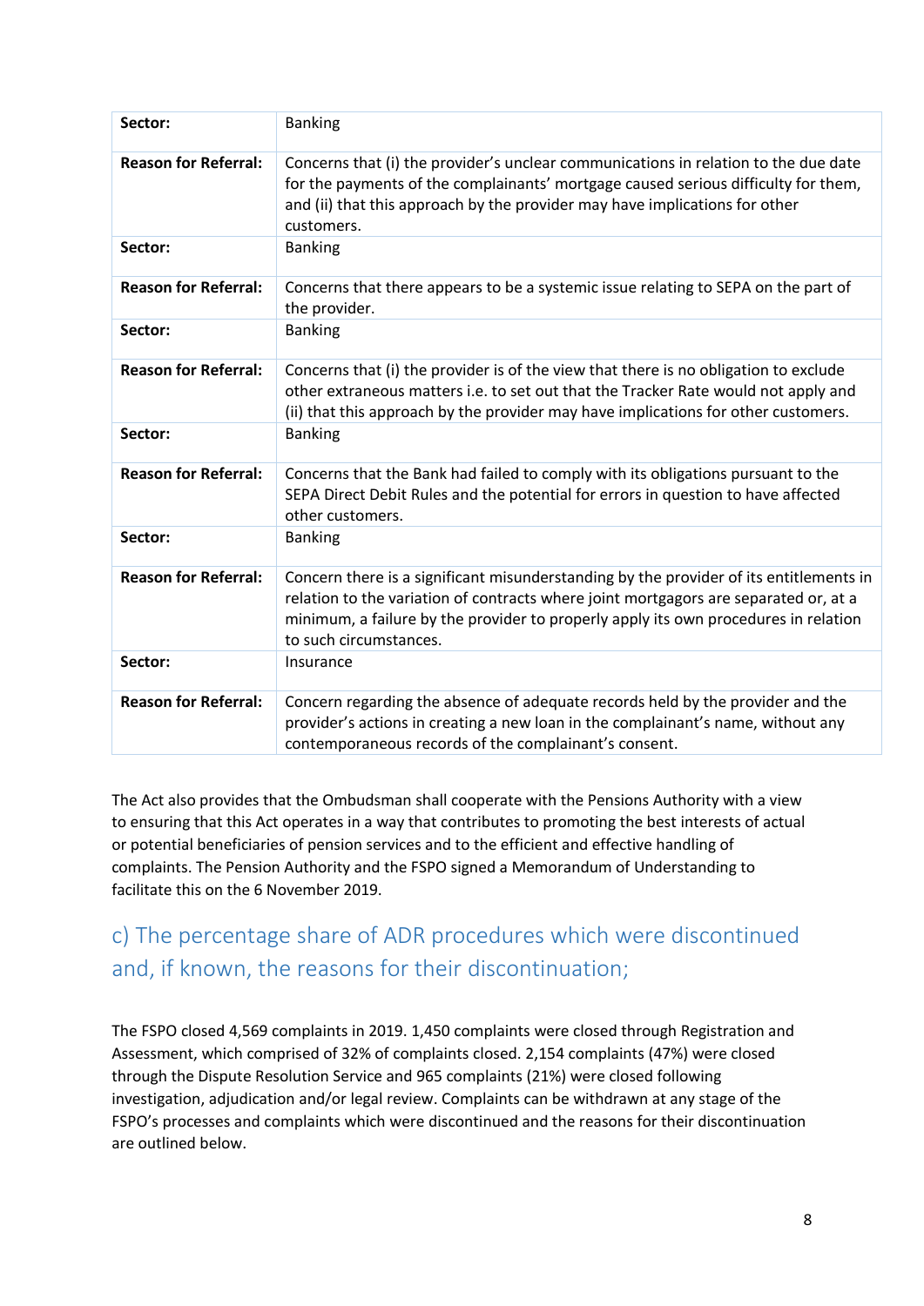| Sector: | Banking |
| --- | --- |
| **Reason for Referral:** | Concerns that (i) the provider's unclear communications in relation to the due date for the payments of the complainants' mortgage caused serious difficulty for them, and (ii) that this approach by the provider may have implications for other customers. |
| **Sector:** | Banking |
| **Reason for Referral:** | Concerns that there appears to be a systemic issue relating to SEPA on the part of the provider. |
| **Sector:** | Banking |
| **Reason for Referral:** | Concerns that (i) the provider is of the view that there is no obligation to exclude other extraneous matters i.e. to set out that the Tracker Rate would not apply and (ii) that this approach by the provider may have implications for other customers. |
| **Sector:** | Banking |
| **Reason for Referral:** | Concerns that the Bank had failed to comply with its obligations pursuant to the SEPA Direct Debit Rules and the potential for errors in question to have affected other customers. |
| **Sector:** | Banking |
| **Reason for Referral:** | Concern there is a significant misunderstanding by the provider of its entitlements in relation to the variation of contracts where joint mortgagors are separated or, at a minimum, a failure by the provider to properly apply its own procedures in relation to such circumstances. |
| **Sector:** | Insurance |
| **Reason for Referral:** | Concern regarding the absence of adequate records held by the provider and the provider's actions in creating a new loan in the complainant's name, without any contemporaneous records of the complainant's consent. |

The Act also provides that the Ombudsman shall cooperate with the Pensions Authority with a view to ensuring that this Act operates in a way that contributes to promoting the best interests of actual or potential beneficiaries of pension services and to the efficient and effective handling of complaints. The Pension Authority and the FSPO signed a Memorandum of Understanding to facilitate this on the 6 November 2019.

## c) The percentage share of ADR procedures which were discontinued and, if known, the reasons for their discontinuation;

The FSPO closed 4,569 complaints in 2019. 1,450 complaints were closed through Registration and Assessment, which comprised of 32% of complaints closed. 2,154 complaints (47%) were closed through the Dispute Resolution Service and 965 complaints (21%) were closed following investigation, adjudication and/or legal review. Complaints can be withdrawn at any stage of the FSPO's processes and complaints which were discontinued and the reasons for their discontinuation are outlined below.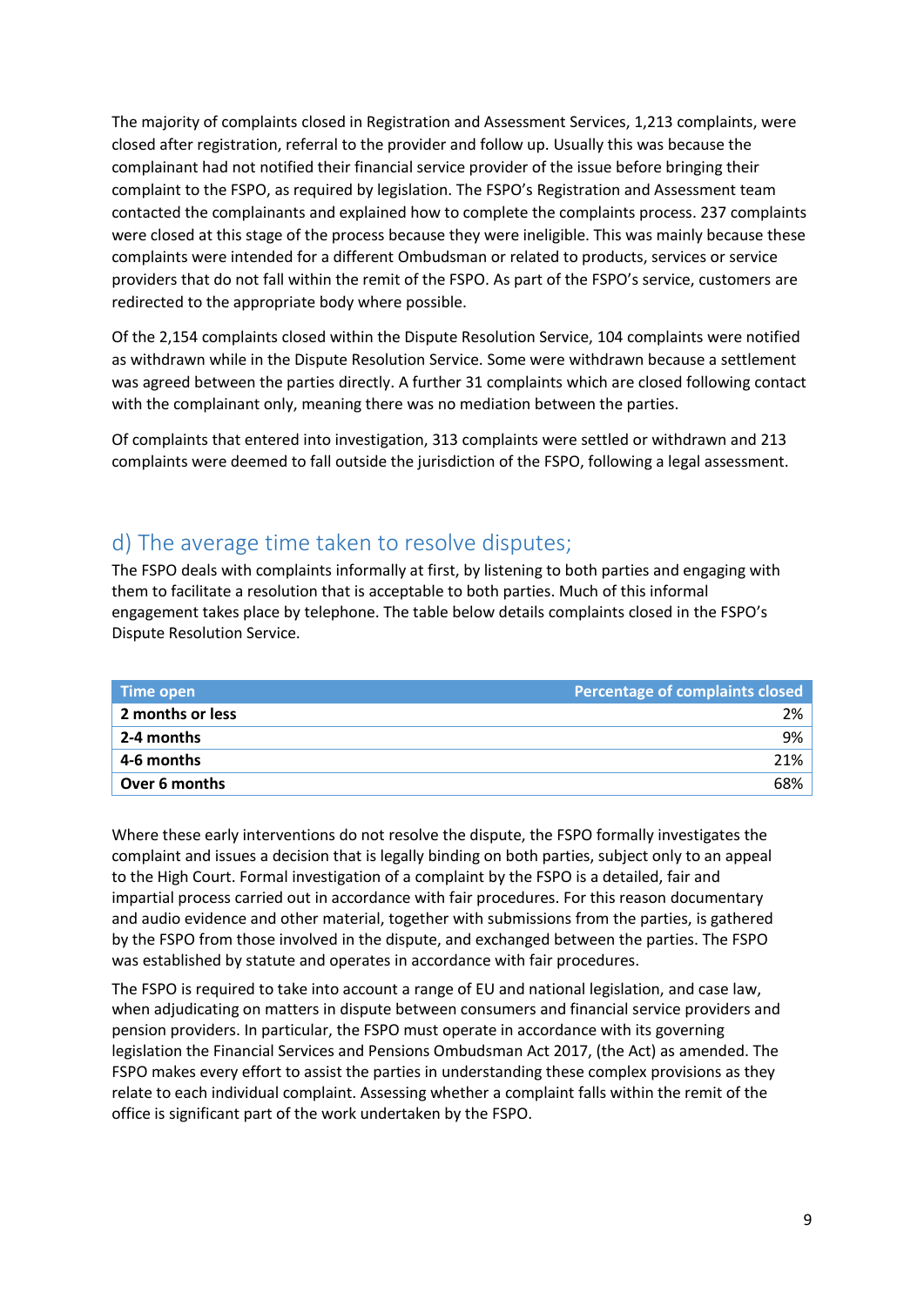The majority of complaints closed in Registration and Assessment Services, 1,213 complaints, were closed after registration, referral to the provider and follow up. Usually this was because the complainant had not notified their financial service provider of the issue before bringing their complaint to the FSPO, as required by legislation. The FSPO's Registration and Assessment team contacted the complainants and explained how to complete the complaints process. 237 complaints were closed at this stage of the process because they were ineligible. This was mainly because these complaints were intended for a different Ombudsman or related to products, services or service providers that do not fall within the remit of the FSPO. As part of the FSPO's service, customers are redirected to the appropriate body where possible.

Of the 2,154 complaints closed within the Dispute Resolution Service, 104 complaints were notified as withdrawn while in the Dispute Resolution Service. Some were withdrawn because a settlement was agreed between the parties directly. A further 31 complaints which are closed following contact with the complainant only, meaning there was no mediation between the parties.

Of complaints that entered into investigation, 313 complaints were settled or withdrawn and 213 complaints were deemed to fall outside the jurisdiction of the FSPO, following a legal assessment.

## d) The average time taken to resolve disputes;

The FSPO deals with complaints informally at first, by listening to both parties and engaging with them to facilitate a resolution that is acceptable to both parties. Much of this informal engagement takes place by telephone. The table below details complaints closed in the FSPO's Dispute Resolution Service.

| Time open | Percentage of complaints closed |
|---|---:|
| **2 months or less** | 2% |
| **2-4 months** | 9% |
| **4-6 months** | 21% |
| **Over 6 months** | 68% |

Where these early interventions do not resolve the dispute, the FSPO formally investigates the complaint and issues a decision that is legally binding on both parties, subject only to an appeal to the High Court. Formal investigation of a complaint by the FSPO is a detailed, fair and impartial process carried out in accordance with fair procedures. For this reason documentary and audio evidence and other material, together with submissions from the parties, is gathered by the FSPO from those involved in the dispute, and exchanged between the parties. The FSPO was established by statute and operates in accordance with fair procedures.

The FSPO is required to take into account a range of EU and national legislation, and case law, when adjudicating on matters in dispute between consumers and financial service providers and pension providers. In particular, the FSPO must operate in accordance with its governing legislation the Financial Services and Pensions Ombudsman Act 2017, (the Act) as amended. The FSPO makes every effort to assist the parties in understanding these complex provisions as they relate to each individual complaint. Assessing whether a complaint falls within the remit of the office is significant part of the work undertaken by the FSPO.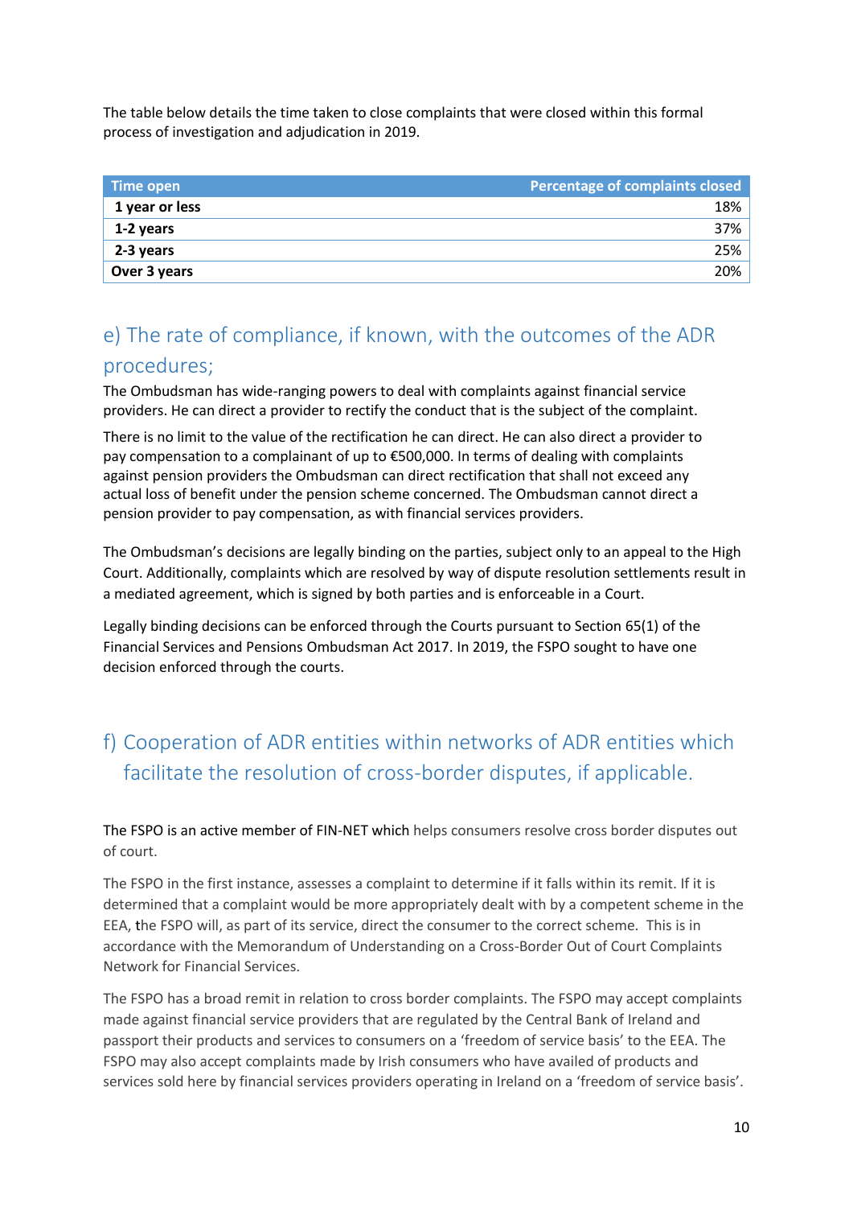The table below details the time taken to close complaints that were closed within this formal process of investigation and adjudication in 2019.

| Time open | Percentage of complaints closed |
| --- | --- |
| **1 year or less** | 18% |
| **1-2 years** | 37% |
| **2-3 years** | 25% |
| **Over 3 years** | 20% |

## e) The rate of compliance, if known, with the outcomes of the ADR procedures;

The Ombudsman has wide-ranging powers to deal with complaints against financial service providers. He can direct a provider to rectify the conduct that is the subject of the complaint.

There is no limit to the value of the rectification he can direct. He can also direct a provider to pay compensation to a complainant of up to €500,000. In terms of dealing with complaints against pension providers the Ombudsman can direct rectification that shall not exceed any actual loss of benefit under the pension scheme concerned. The Ombudsman cannot direct a pension provider to pay compensation, as with financial services providers.

The Ombudsman's decisions are legally binding on the parties, subject only to an appeal to the High Court. Additionally, complaints which are resolved by way of dispute resolution settlements result in a mediated agreement, which is signed by both parties and is enforceable in a Court.

Legally binding decisions can be enforced through the Courts pursuant to Section 65(1) of the Financial Services and Pensions Ombudsman Act 2017. In 2019, the FSPO sought to have one decision enforced through the courts.

## f) Cooperation of ADR entities within networks of ADR entities which facilitate the resolution of cross-border disputes, if applicable.

The FSPO is an active member of FIN-NET which helps consumers resolve cross border disputes out of court.

The FSPO in the first instance, assesses a complaint to determine if it falls within its remit. If it is determined that a complaint would be more appropriately dealt with by a competent scheme in the EEA, the FSPO will, as part of its service, direct the consumer to the correct scheme. This is in accordance with the Memorandum of Understanding on a Cross-Border Out of Court Complaints Network for Financial Services.

The FSPO has a broad remit in relation to cross border complaints. The FSPO may accept complaints made against financial service providers that are regulated by the Central Bank of Ireland and passport their products and services to consumers on a 'freedom of service basis' to the EEA. The FSPO may also accept complaints made by Irish consumers who have availed of products and services sold here by financial services providers operating in Ireland on a 'freedom of service basis'.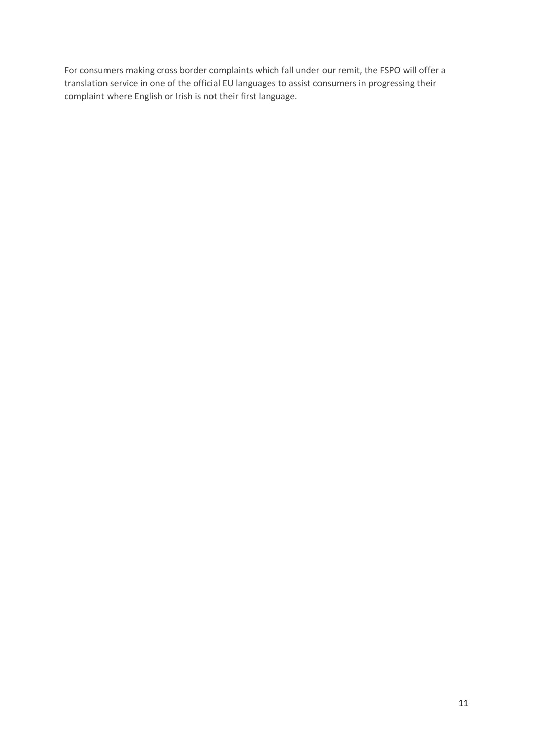For consumers making cross border complaints which fall under our remit, the FSPO will offer a translation service in one of the official EU languages to assist consumers in progressing their complaint where English or Irish is not their first language.